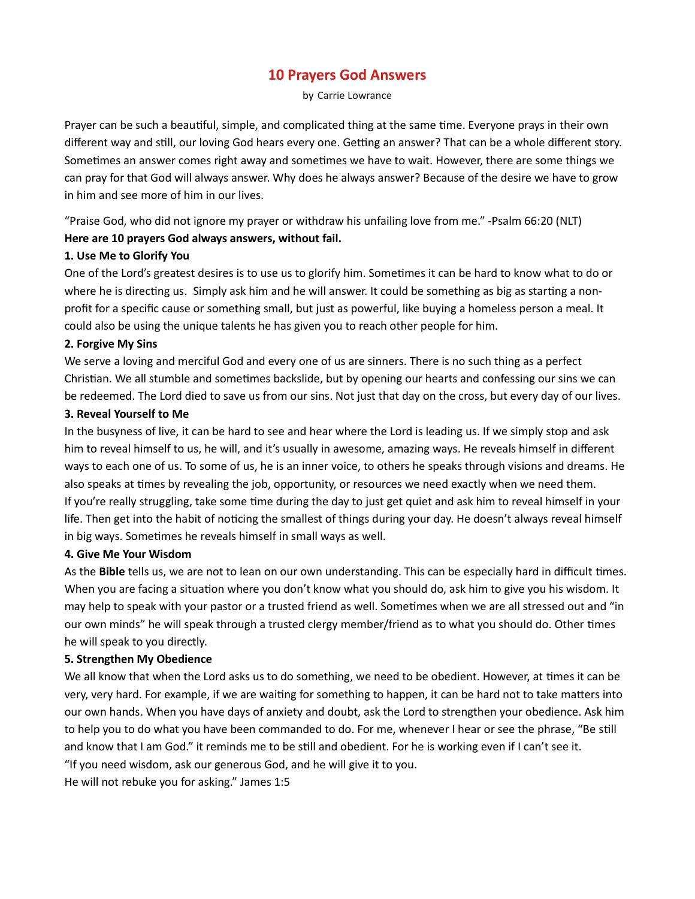# 10 Prayers God Answers

by Carrie Lowrance

Prayer can be such a beautiful, simple, and complicated thing at the same time. Everyone prays in their own different way and still, our loving God hears every one. Getting an answer? That can be a whole different story. Sometimes an answer comes right away and sometimes we have to wait. However, there are some things we can pray for that God will always answer. Why does he always answer? Because of the desire we have to grow in him and see more of him in our lives.

"Praise God, who did not ignore my prayer or withdraw his unfailing love from me." -Psalm 66:20 (NLT)

**Here are 10 prayers God always answers, without fail.**

**1. Use Me to Glorify You**

One of the Lord's greatest desires is to use us to glorify him. Sometimes it can be hard to know what to do or where he is directing us.  Simply ask him and he will answer. It could be something as big as starting a non-profit for a specific cause or something small, but just as powerful, like buying a homeless person a meal. It could also be using the unique talents he has given you to reach other people for him.

**2. Forgive My Sins**

We serve a loving and merciful God and every one of us are sinners. There is no such thing as a perfect Christian. We all stumble and sometimes backslide, but by opening our hearts and confessing our sins we can be redeemed. The Lord died to save us from our sins. Not just that day on the cross, but every day of our lives.

**3. Reveal Yourself to Me**

In the busyness of live, it can be hard to see and hear where the Lord is leading us. If we simply stop and ask him to reveal himself to us, he will, and it's usually in awesome, amazing ways. He reveals himself in different ways to each one of us. To some of us, he is an inner voice, to others he speaks through visions and dreams. He also speaks at times by revealing the job, opportunity, or resources we need exactly when we need them.

If you're really struggling, take some time during the day to just get quiet and ask him to reveal himself in your life. Then get into the habit of noticing the smallest of things during your day. He doesn't always reveal himself in big ways. Sometimes he reveals himself in small ways as well.

**4. Give Me Your Wisdom**

As the **Bible** tells us, we are not to lean on our own understanding. This can be especially hard in difficult times. When you are facing a situation where you don't know what you should do, ask him to give you his wisdom. It may help to speak with your pastor or a trusted friend as well. Sometimes when we are all stressed out and "in our own minds" he will speak through a trusted clergy member/friend as to what you should do. Other times he will speak to you directly.

**5. Strengthen My Obedience**

We all know that when the Lord asks us to do something, we need to be obedient. However, at times it can be very, very hard. For example, if we are waiting for something to happen, it can be hard not to take matters into our own hands. When you have days of anxiety and doubt, ask the Lord to strengthen your obedience. Ask him to help you to do what you have been commanded to do. For me, whenever I hear or see the phrase, "Be still and know that I am God." it reminds me to be still and obedient. For he is working even if I can't see it.

"If you need wisdom, ask our generous God, and he will give it to you.
He will not rebuke you for asking." James 1:5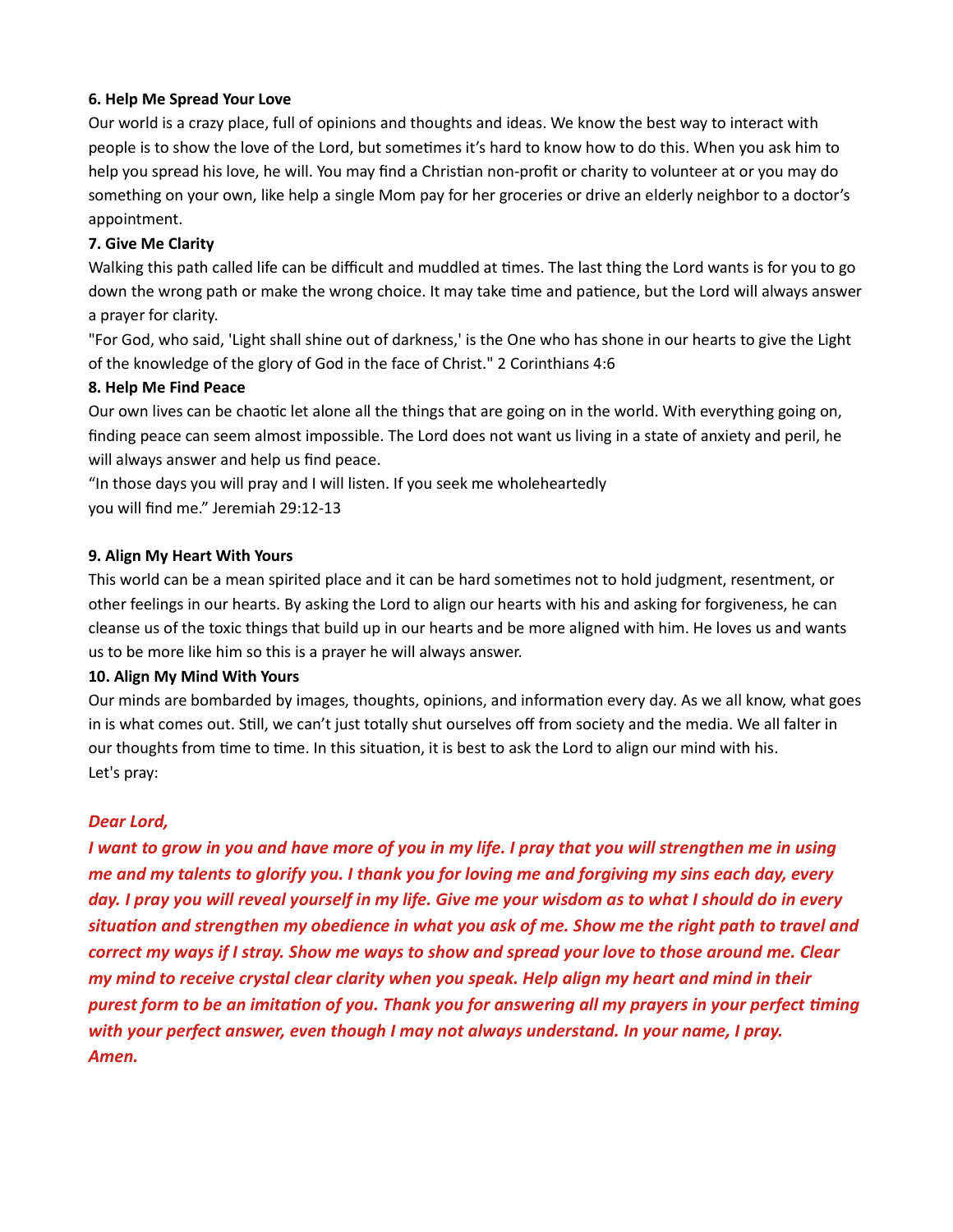**6. Help Me Spread Your Love**

Our world is a crazy place, full of opinions and thoughts and ideas. We know the best way to interact with people is to show the love of the Lord, but sometimes it's hard to know how to do this. When you ask him to help you spread his love, he will. You may find a Christian non-profit or charity to volunteer at or you may do something on your own, like help a single Mom pay for her groceries or drive an elderly neighbor to a doctor's appointment.

**7. Give Me Clarity**

Walking this path called life can be difficult and muddled at times. The last thing the Lord wants is for you to go down the wrong path or make the wrong choice. It may take time and patience, but the Lord will always answer a prayer for clarity.

"For God, who said, 'Light shall shine out of darkness,' is the One who has shone in our hearts to give the Light of the knowledge of the glory of God in the face of Christ." 2 Corinthians 4:6

**8. Help Me Find Peace**

Our own lives can be chaotic let alone all the things that are going on in the world. With everything going on, finding peace can seem almost impossible. The Lord does not want us living in a state of anxiety and peril, he will always answer and help us find peace.

"In those days you will pray and I will listen. If you seek me wholeheartedly
you will find me." Jeremiah 29:12-13

**9. Align My Heart With Yours**

This world can be a mean spirited place and it can be hard sometimes not to hold judgment, resentment, or other feelings in our hearts. By asking the Lord to align our hearts with his and asking for forgiveness, he can cleanse us of the toxic things that build up in our hearts and be more aligned with him. He loves us and wants us to be more like him so this is a prayer he will always answer.

**10. Align My Mind With Yours**

Our minds are bombarded by images, thoughts, opinions, and information every day. As we all know, what goes in is what comes out. Still, we can't just totally shut ourselves off from society and the media. We all falter in our thoughts from time to time. In this situation, it is best to ask the Lord to align our mind with his.
Let's pray:

***Dear Lord,***

***I want to grow in you and have more of you in my life. I pray that you will strengthen me in using me and my talents to glorify you. I thank you for loving me and forgiving my sins each day, every day. I pray you will reveal yourself in my life. Give me your wisdom as to what I should do in every situation and strengthen my obedience in what you ask of me. Show me the right path to travel and correct my ways if I stray. Show me ways to show and spread your love to those around me. Clear my mind to receive crystal clear clarity when you speak. Help align my heart and mind in their purest form to be an imitation of you. Thank you for answering all my prayers in your perfect timing with your perfect answer, even though I may not always understand. In your name, I pray.***
***Amen.***